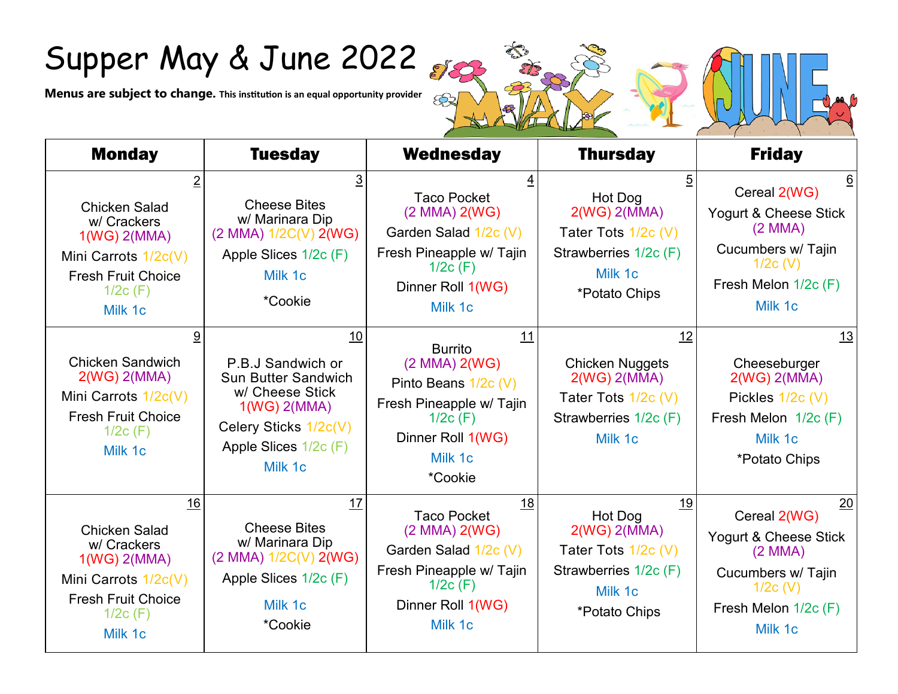# Supper May & June 2022

**Menus are subject to change.** **This institution is an equal opportunity provider**

| Monday | Tuesday | Wednesday | Thursday | Friday |
|---|---|---|---|---|
| 2<br>Chicken Salad w/ Crackers 1(WG) 2(MMA)<br>Mini Carrots 1/2c(V)<br>Fresh Fruit Choice 1/2c (F)<br>Milk 1c | 3<br>Cheese Bites w/ Marinara Dip (2 MMA) 1/2C(V) 2(WG)<br>Apple Slices 1/2c (F)<br>Milk 1c<br>*Cookie | 4<br>Taco Pocket (2 MMA) 2(WG)<br>Garden Salad 1/2c (V)<br>Fresh Pineapple w/ Tajin 1/2c (F)<br>Dinner Roll 1(WG)<br>Milk 1c | 5<br>Hot Dog 2(WG) 2(MMA)<br>Tater Tots 1/2c (V)<br>Strawberries 1/2c (F)<br>Milk 1c<br>*Potato Chips | 6<br>Cereal 2(WG)<br>Yogurt & Cheese Stick (2 MMA)<br>Cucumbers w/ Tajin 1/2c (V)<br>Fresh Melon 1/2c (F)<br>Milk 1c |
| 9<br>Chicken Sandwich 2(WG) 2(MMA)<br>Mini Carrots 1/2c(V)<br>Fresh Fruit Choice 1/2c (F)<br>Milk 1c | 10<br>P.B.J Sandwich or Sun Butter Sandwich w/ Cheese Stick 1(WG) 2(MMA)<br>Celery Sticks 1/2c(V)<br>Apple Slices 1/2c (F)<br>Milk 1c | 11<br>Burrito (2 MMA) 2(WG)<br>Pinto Beans 1/2c (V)<br>Fresh Pineapple w/ Tajin 1/2c (F)<br>Dinner Roll 1(WG)<br>Milk 1c<br>*Cookie | 12<br>Chicken Nuggets 2(WG) 2(MMA)<br>Tater Tots 1/2c (V)<br>Strawberries 1/2c (F)<br>Milk 1c | 13<br>Cheeseburger 2(WG) 2(MMA)<br>Pickles 1/2c (V)<br>Fresh Melon 1/2c (F)<br>Milk 1c<br>*Potato Chips |
| 16<br>Chicken Salad w/ Crackers 1(WG) 2(MMA)<br>Mini Carrots 1/2c(V)<br>Fresh Fruit Choice 1/2c (F)<br>Milk 1c | 17<br>Cheese Bites w/ Marinara Dip (2 MMA) 1/2C(V) 2(WG)<br>Apple Slices 1/2c (F)<br>Milk 1c<br>*Cookie | 18<br>Taco Pocket (2 MMA) 2(WG)<br>Garden Salad 1/2c (V)<br>Fresh Pineapple w/ Tajin 1/2c (F)<br>Dinner Roll 1(WG)<br>Milk 1c | 19<br>Hot Dog 2(WG) 2(MMA)<br>Tater Tots 1/2c (V)<br>Strawberries 1/2c (F)<br>Milk 1c<br>*Potato Chips | 20<br>Cereal 2(WG)<br>Yogurt & Cheese Stick (2 MMA)<br>Cucumbers w/ Tajin 1/2c (V)<br>Fresh Melon 1/2c (F)<br>Milk 1c |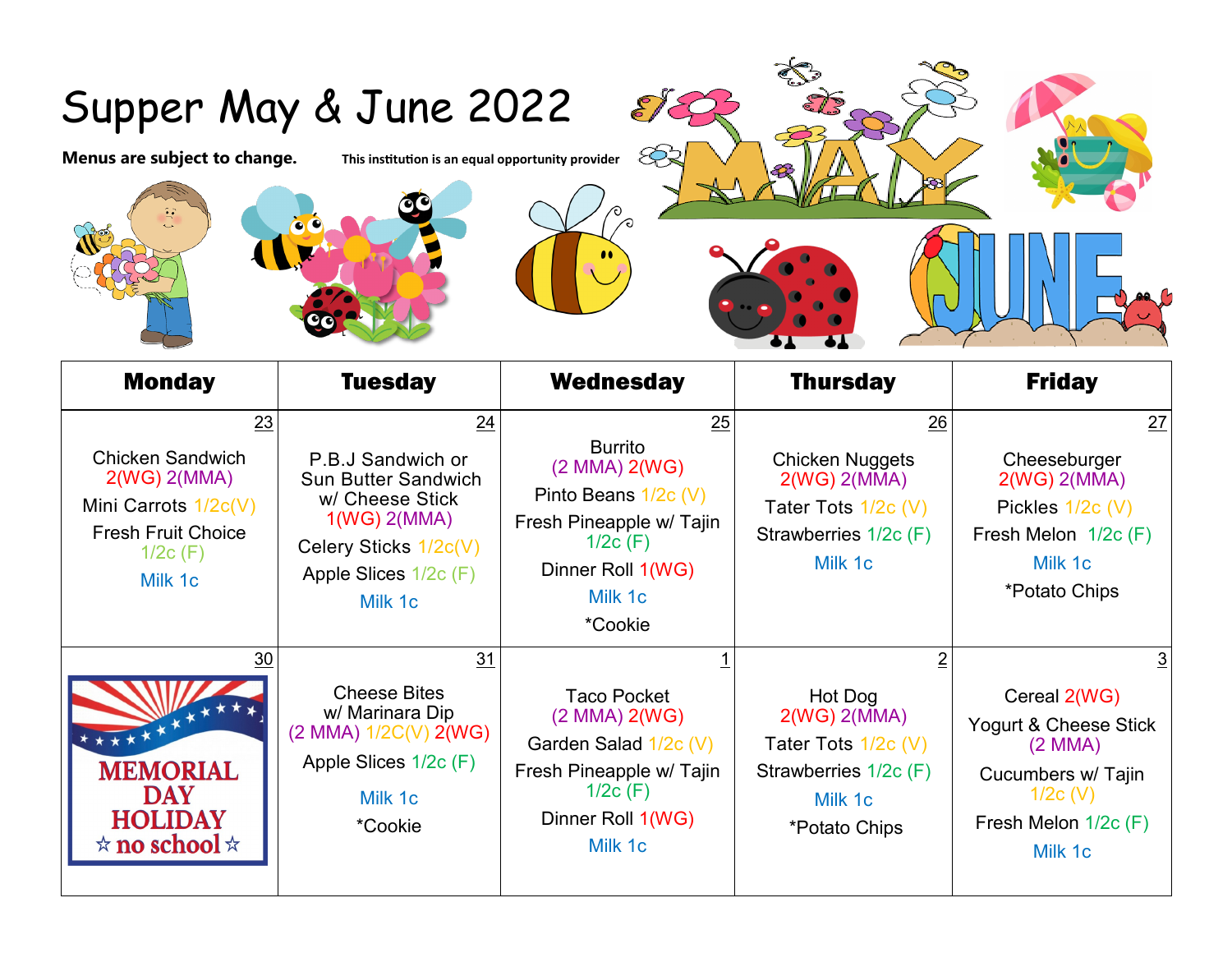# Supper May & June 2022

**Menus are subject to change.**

**This institution is an equal opportunity provider**

| Monday | Tuesday | Wednesday | Thursday | Friday |
|---|---|---|---|---|
| 23<br>Chicken Sandwich 2(WG) 2(MMA)<br>Mini Carrots 1/2c(V)<br>Fresh Fruit Choice 1/2c (F)<br>Milk 1c | 24<br>P.B.J Sandwich or Sun Butter Sandwich w/ Cheese Stick 1(WG) 2(MMA)<br>Celery Sticks 1/2c(V)<br>Apple Slices 1/2c (F)<br>Milk 1c | 25<br>Burrito (2 MMA) 2(WG)<br>Pinto Beans 1/2c (V)<br>Fresh Pineapple w/ Tajin 1/2c (F)<br>Dinner Roll 1(WG)<br>Milk 1c<br>*Cookie | 26<br>Chicken Nuggets 2(WG) 2(MMA)<br>Tater Tots 1/2c (V)<br>Strawberries 1/2c (F)<br>Milk 1c | 27<br>Cheeseburger 2(WG) 2(MMA)<br>Pickles 1/2c (V)<br>Fresh Melon 1/2c (F)<br>Milk 1c<br>*Potato Chips |
| 30<br>MEMORIAL DAY HOLIDAY ☆ no school ☆ | 31<br>Cheese Bites w/ Marinara Dip (2 MMA) 1/2C(V) 2(WG)<br>Apple Slices 1/2c (F)<br>Milk 1c<br>*Cookie | 1<br>Taco Pocket (2 MMA) 2(WG)<br>Garden Salad 1/2c (V)<br>Fresh Pineapple w/ Tajin 1/2c (F)<br>Dinner Roll 1(WG)<br>Milk 1c | 2<br>Hot Dog 2(WG) 2(MMA)<br>Tater Tots 1/2c (V)<br>Strawberries 1/2c (F)<br>Milk 1c<br>*Potato Chips | 3<br>Cereal 2(WG)<br>Yogurt & Cheese Stick (2 MMA)<br>Cucumbers w/ Tajin 1/2c (V)<br>Fresh Melon 1/2c (F)<br>Milk 1c |